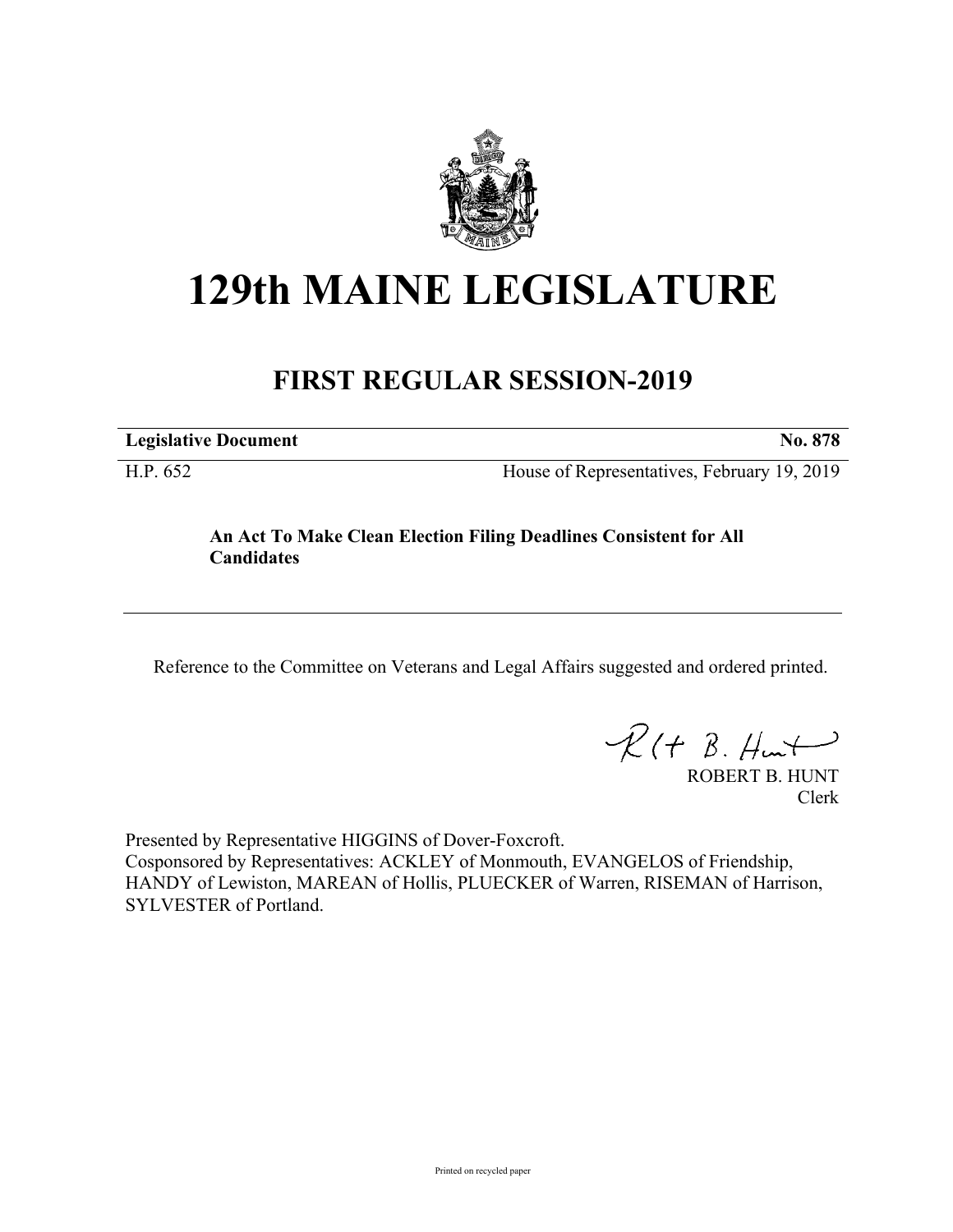# 129th MAINE LEGISLATURE

## FIRST REGULAR SESSION-2019

**Legislative Document** **No. 878**

H.P. 652 House of Representatives, February 19, 2019

**An Act To Make Clean Election Filing Deadlines Consistent for All Candidates**

---

Reference to the Committee on Veterans and Legal Affairs suggested and ordered printed.

ROBERT B. HUNT
Clerk

Presented by Representative HIGGINS of Dover-Foxcroft.
Cosponsored by Representatives: ACKLEY of Monmouth, EVANGELOS of Friendship, HANDY of Lewiston, MAREAN of Hollis, PLUECKER of Warren, RISEMAN of Harrison, SYLVESTER of Portland.

Printed on recycled paper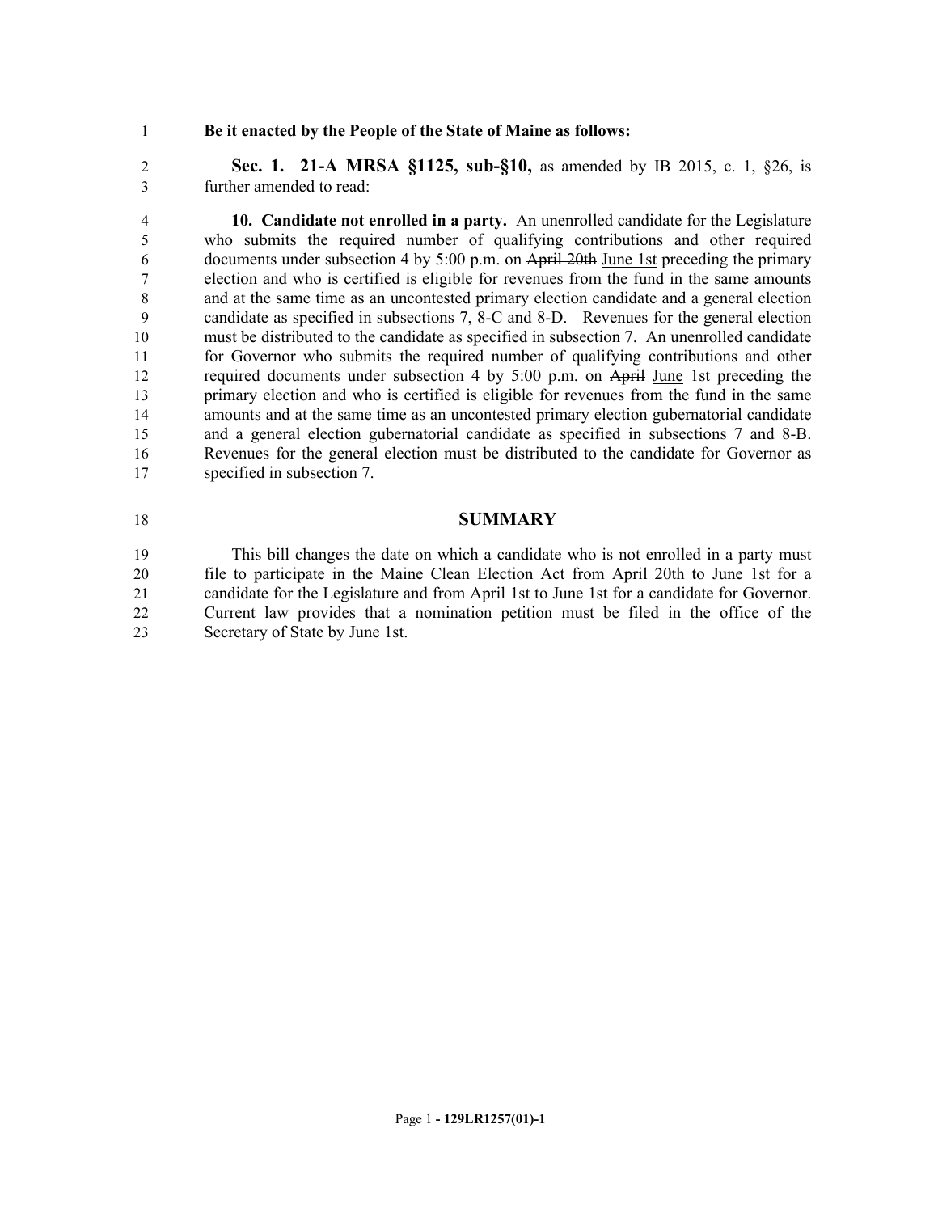**Be it enacted by the People of the State of Maine as follows:**

**Sec. 1. 21-A MRSA §1125, sub-§10,** as amended by IB 2015, c. 1, §26, is further amended to read:

**10. Candidate not enrolled in a party.** An unenrolled candidate for the Legislature who submits the required number of qualifying contributions and other required documents under subsection 4 by 5:00 p.m. on ~~April 20th~~ June 1st preceding the primary election and who is certified is eligible for revenues from the fund in the same amounts and at the same time as an uncontested primary election candidate and a general election candidate as specified in subsections 7, 8-C and 8-D. Revenues for the general election must be distributed to the candidate as specified in subsection 7. An unenrolled candidate for Governor who submits the required number of qualifying contributions and other required documents under subsection 4 by 5:00 p.m. on ~~April~~ June 1st preceding the primary election and who is certified is eligible for revenues from the fund in the same amounts and at the same time as an uncontested primary election gubernatorial candidate and a general election gubernatorial candidate as specified in subsections 7 and 8-B. Revenues for the general election must be distributed to the candidate for Governor as specified in subsection 7.

## SUMMARY

This bill changes the date on which a candidate who is not enrolled in a party must file to participate in the Maine Clean Election Act from April 20th to June 1st for a candidate for the Legislature and from April 1st to June 1st for a candidate for Governor. Current law provides that a nomination petition must be filed in the office of the Secretary of State by June 1st.